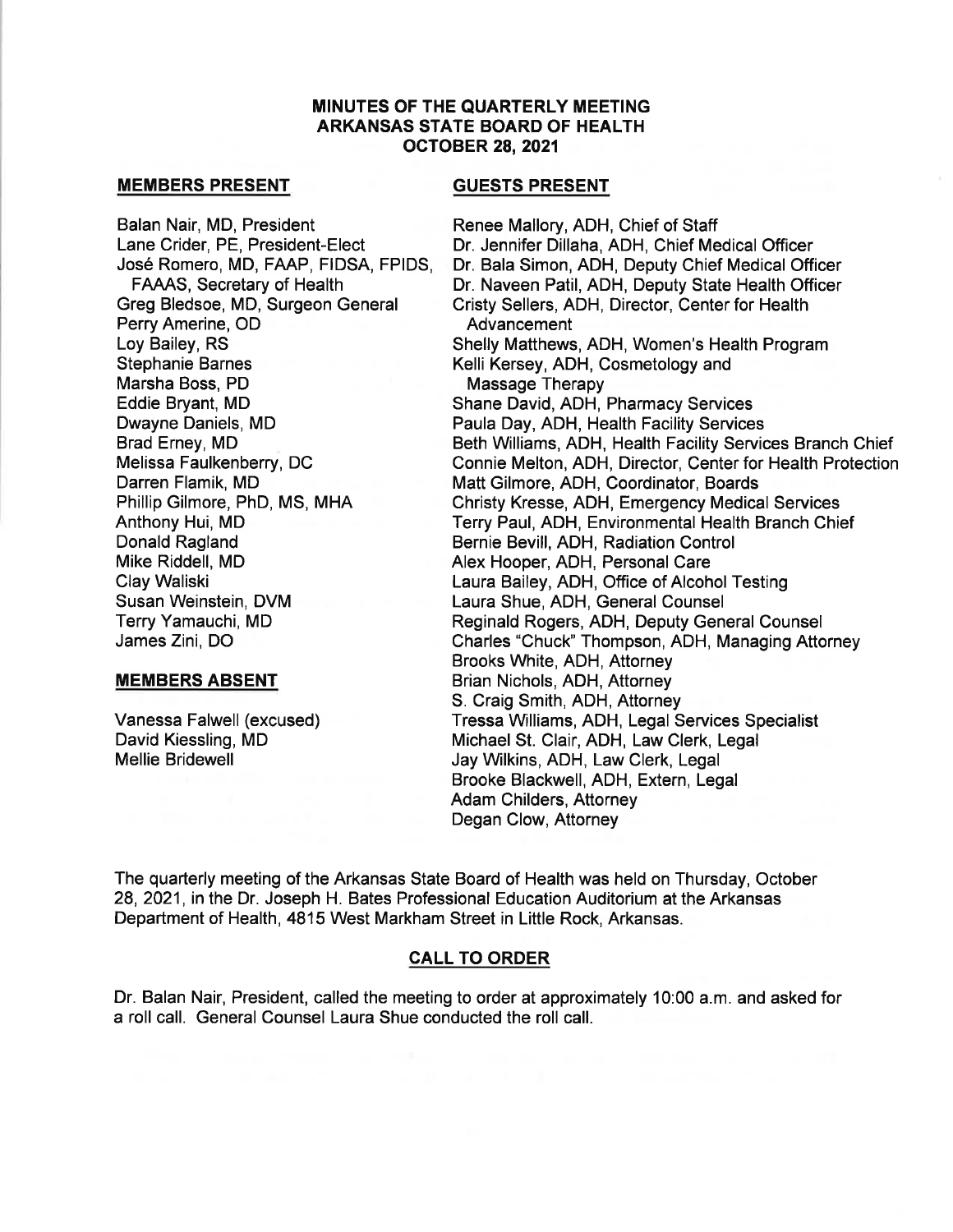**MINUTES OF THE QUARTERLY MEETING**
**ARKANSAS STATE BOARD OF HEALTH**
**OCTOBER 28, 2021**

**MEMBERS PRESENT**

Balan Nair, MD, President
Lane Crider, PE, President-Elect
José Romero, MD, FAAP, FIDSA, FPIDS, FAAAS, Secretary of Health
Greg Bledsoe, MD, Surgeon General
Perry Amerine, OD
Loy Bailey, RS
Stephanie Barnes
Marsha Boss, PD
Eddie Bryant, MD
Dwayne Daniels, MD
Brad Erney, MD
Melissa Faulkenberry, DC
Darren Flamik, MD
Phillip Gilmore, PhD, MS, MHA
Anthony Hui, MD
Donald Ragland
Mike Riddell, MD
Clay Waliski
Susan Weinstein, DVM
Terry Yamauchi, MD
James Zini, DO

**MEMBERS ABSENT**

Vanessa Falwell (excused)
David Kiessling, MD
Mellie Bridewell

**GUESTS PRESENT**

Renee Mallory, ADH, Chief of Staff
Dr. Jennifer Dillaha, ADH, Chief Medical Officer
Dr. Bala Simon, ADH, Deputy Chief Medical Officer
Dr. Naveen Patil, ADH, Deputy State Health Officer
Cristy Sellers, ADH, Director, Center for Health Advancement
Shelly Matthews, ADH, Women's Health Program
Kelli Kersey, ADH, Cosmetology and Massage Therapy
Shane David, ADH, Pharmacy Services
Paula Day, ADH, Health Facility Services
Beth Williams, ADH, Health Facility Services Branch Chief
Connie Melton, ADH, Director, Center for Health Protection
Matt Gilmore, ADH, Coordinator, Boards
Christy Kresse, ADH, Emergency Medical Services
Terry Paul, ADH, Environmental Health Branch Chief
Bernie Bevill, ADH, Radiation Control
Alex Hooper, ADH, Personal Care
Laura Bailey, ADH, Office of Alcohol Testing
Laura Shue, ADH, General Counsel
Reginald Rogers, ADH, Deputy General Counsel
Charles "Chuck" Thompson, ADH, Managing Attorney
Brooks White, ADH, Attorney
Brian Nichols, ADH, Attorney
S. Craig Smith, ADH, Attorney
Tressa Williams, ADH, Legal Services Specialist
Michael St. Clair, ADH, Law Clerk, Legal
Jay Wilkins, ADH, Law Clerk, Legal
Brooke Blackwell, ADH, Extern, Legal
Adam Childers, Attorney
Degan Clow, Attorney

The quarterly meeting of the Arkansas State Board of Health was held on Thursday, October 28, 2021, in the Dr. Joseph H. Bates Professional Education Auditorium at the Arkansas Department of Health, 4815 West Markham Street in Little Rock, Arkansas.

## CALL TO ORDER

Dr. Balan Nair, President, called the meeting to order at approximately 10:00 a.m. and asked for a roll call. General Counsel Laura Shue conducted the roll call.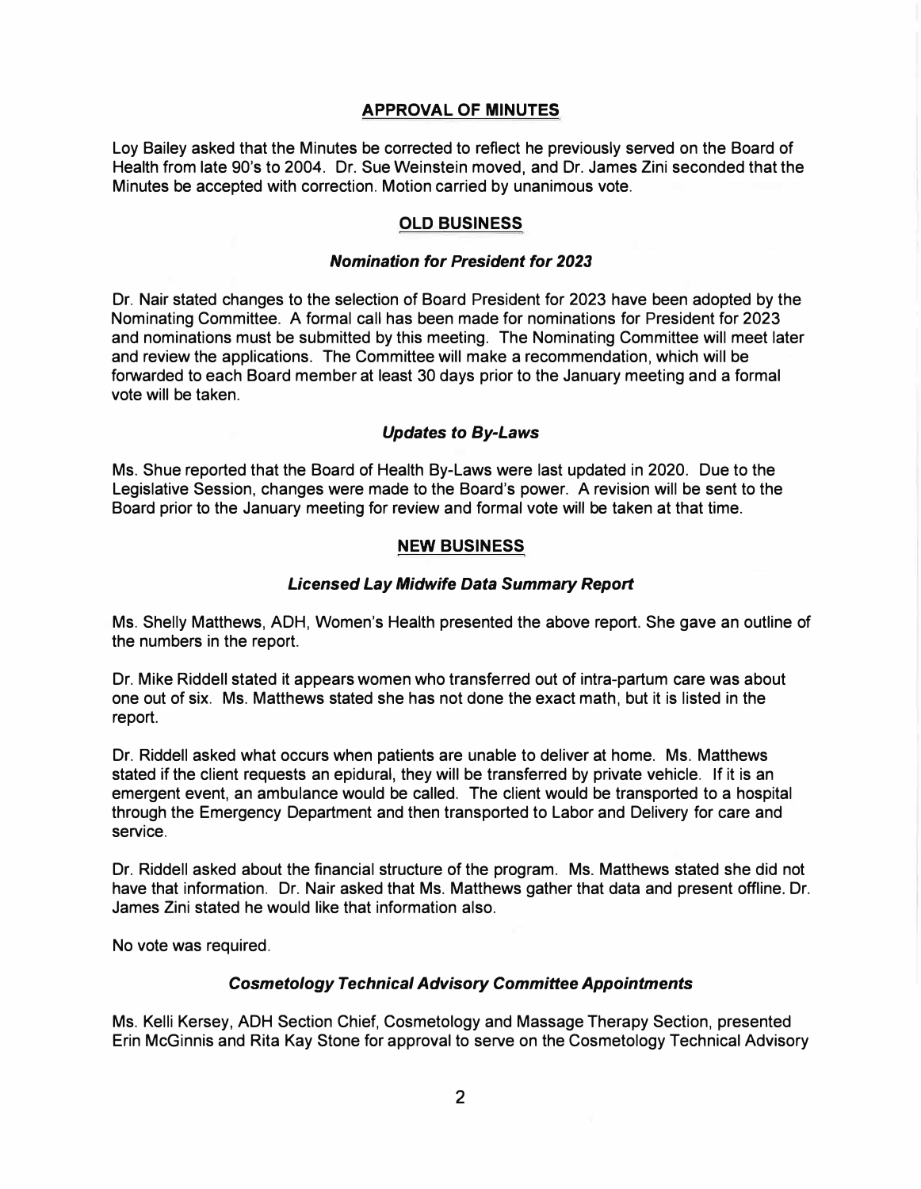## APPROVAL OF MINUTES

Loy Bailey asked that the Minutes be corrected to reflect he previously served on the Board of Health from late 90's to 2004. Dr. Sue Weinstein moved, and Dr. James Zini seconded that the Minutes be accepted with correction. Motion carried by unanimous vote.

## OLD BUSINESS

### *Nomination for President for 2023*

Dr. Nair stated changes to the selection of Board President for 2023 have been adopted by the Nominating Committee. A formal call has been made for nominations for President for 2023 and nominations must be submitted by this meeting. The Nominating Committee will meet later and review the applications. The Committee will make a recommendation, which will be forwarded to each Board member at least 30 days prior to the January meeting and a formal vote will be taken.

### *Updates to By-Laws*

Ms. Shue reported that the Board of Health By-Laws were last updated in 2020. Due to the Legislative Session, changes were made to the Board's power. A revision will be sent to the Board prior to the January meeting for review and formal vote will be taken at that time.

## NEW BUSINESS

### *Licensed Lay Midwife Data Summary Report*

Ms. Shelly Matthews, ADH, Women's Health presented the above report. She gave an outline of the numbers in the report.

Dr. Mike Riddell stated it appears women who transferred out of intra-partum care was about one out of six. Ms. Matthews stated she has not done the exact math, but it is listed in the report.

Dr. Riddell asked what occurs when patients are unable to deliver at home. Ms. Matthews stated if the client requests an epidural, they will be transferred by private vehicle. If it is an emergent event, an ambulance would be called. The client would be transported to a hospital through the Emergency Department and then transported to Labor and Delivery for care and service.

Dr. Riddell asked about the financial structure of the program. Ms. Matthews stated she did not have that information. Dr. Nair asked that Ms. Matthews gather that data and present offline. Dr. James Zini stated he would like that information also.

No vote was required.

### *Cosmetology Technical Advisory Committee Appointments*

Ms. Kelli Kersey, ADH Section Chief, Cosmetology and Massage Therapy Section, presented Erin McGinnis and Rita Kay Stone for approval to serve on the Cosmetology Technical Advisory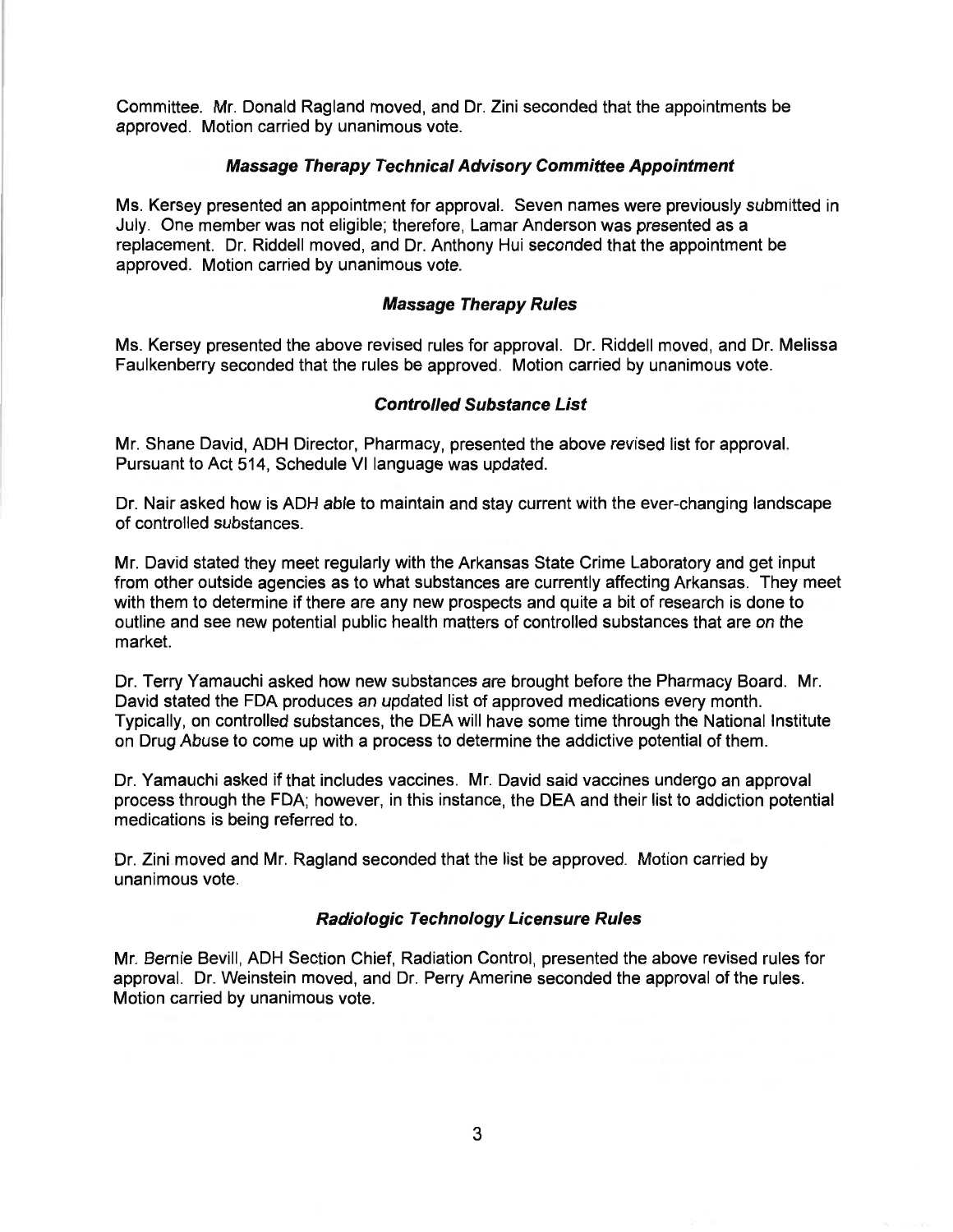Committee. Mr. Donald Ragland moved, and Dr. Zini seconded that the appointments be approved. Motion carried by unanimous vote.

### *Massage Therapy Technical Advisory Committee Appointment*

Ms. Kersey presented an appointment for approval. Seven names were previously submitted in July. One member was not eligible; therefore, Lamar Anderson was presented as a replacement. Dr. Riddell moved, and Dr. Anthony Hui seconded that the appointment be approved. Motion carried by unanimous vote.

### *Massage Therapy Rules*

Ms. Kersey presented the above revised rules for approval. Dr. Riddell moved, and Dr. Melissa Faulkenberry seconded that the rules be approved. Motion carried by unanimous vote.

### *Controlled Substance List*

Mr. Shane David, ADH Director, Pharmacy, presented the above revised list for approval. Pursuant to Act 514, Schedule VI language was updated.

Dr. Nair asked how is ADH able to maintain and stay current with the ever-changing landscape of controlled substances.

Mr. David stated they meet regularly with the Arkansas State Crime Laboratory and get input from other outside agencies as to what substances are currently affecting Arkansas. They meet with them to determine if there are any new prospects and quite a bit of research is done to outline and see new potential public health matters of controlled substances that are on the market.

Dr. Terry Yamauchi asked how new substances are brought before the Pharmacy Board. Mr. David stated the FDA produces an updated list of approved medications every month. Typically, on controlled substances, the DEA will have some time through the National Institute on Drug Abuse to come up with a process to determine the addictive potential of them.

Dr. Yamauchi asked if that includes vaccines. Mr. David said vaccines undergo an approval process through the FDA; however, in this instance, the DEA and their list to addiction potential medications is being referred to.

Dr. Zini moved and Mr. Ragland seconded that the list be approved. Motion carried by unanimous vote.

### *Radiologic Technology Licensure Rules*

Mr. Bernie Bevill, ADH Section Chief, Radiation Control, presented the above revised rules for approval. Dr. Weinstein moved, and Dr. Perry Amerine seconded the approval of the rules. Motion carried by unanimous vote.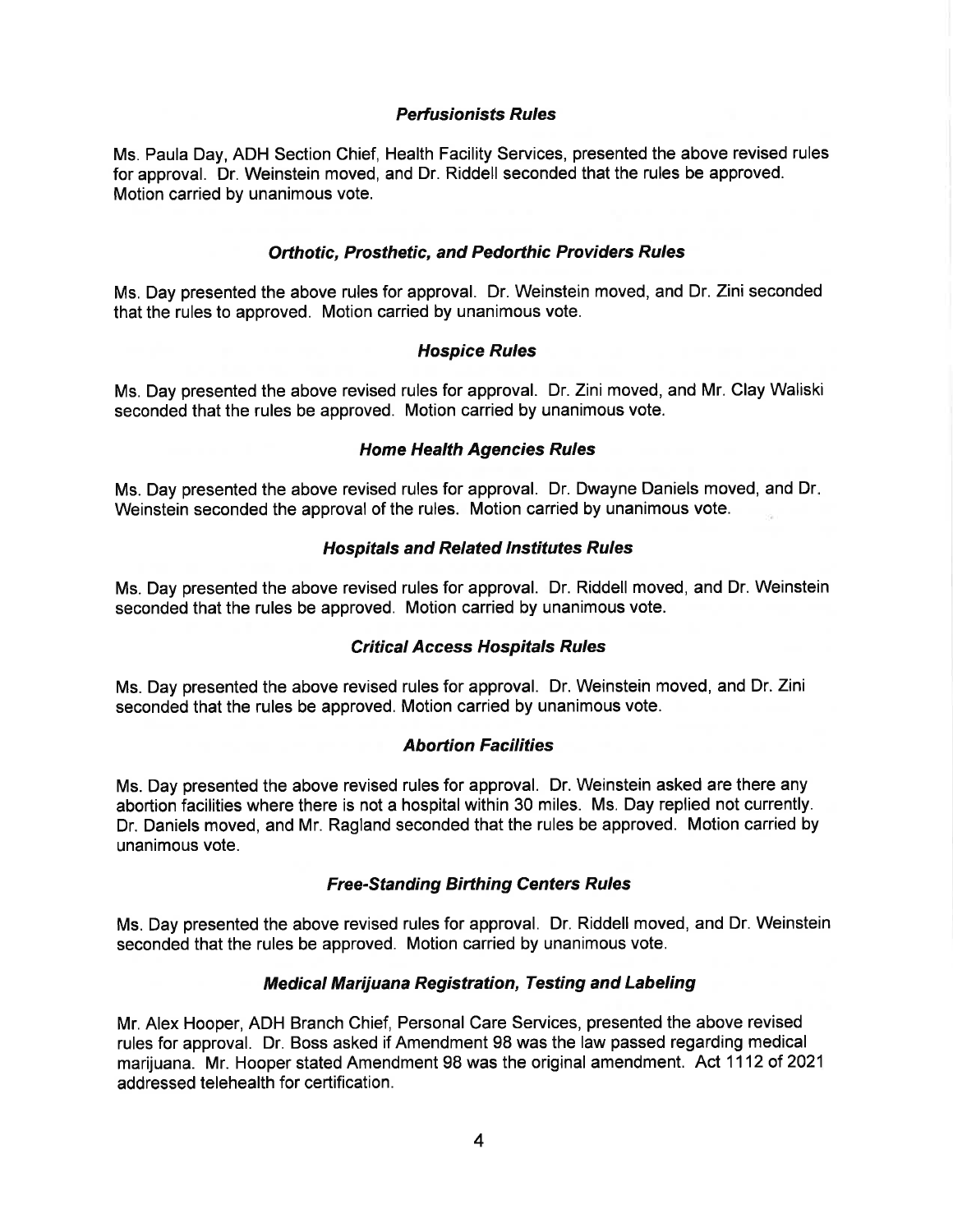### *Perfusionists Rules*

Ms. Paula Day, ADH Section Chief, Health Facility Services, presented the above revised rules for approval. Dr. Weinstein moved, and Dr. Riddell seconded that the rules be approved. Motion carried by unanimous vote.

### *Orthotic, Prosthetic, and Pedorthic Providers Rules*

Ms. Day presented the above rules for approval. Dr. Weinstein moved, and Dr. Zini seconded that the rules to approved. Motion carried by unanimous vote.

### *Hospice Rules*

Ms. Day presented the above revised rules for approval. Dr. Zini moved, and Mr. Clay Waliski seconded that the rules be approved. Motion carried by unanimous vote.

### *Home Health Agencies Rules*

Ms. Day presented the above revised rules for approval. Dr. Dwayne Daniels moved, and Dr. Weinstein seconded the approval of the rules. Motion carried by unanimous vote.

### *Hospitals and Related Institutes Rules*

Ms. Day presented the above revised rules for approval. Dr. Riddell moved, and Dr. Weinstein seconded that the rules be approved. Motion carried by unanimous vote.

### *Critical Access Hospitals Rules*

Ms. Day presented the above revised rules for approval. Dr. Weinstein moved, and Dr. Zini seconded that the rules be approved. Motion carried by unanimous vote.

### *Abortion Facilities*

Ms. Day presented the above revised rules for approval. Dr. Weinstein asked are there any abortion facilities where there is not a hospital within 30 miles. Ms. Day replied not currently. Dr. Daniels moved, and Mr. Ragland seconded that the rules be approved. Motion carried by unanimous vote.

### *Free-Standing Birthing Centers Rules*

Ms. Day presented the above revised rules for approval. Dr. Riddell moved, and Dr. Weinstein seconded that the rules be approved. Motion carried by unanimous vote.

### *Medical Marijuana Registration, Testing and Labeling*

Mr. Alex Hooper, ADH Branch Chief, Personal Care Services, presented the above revised rules for approval. Dr. Boss asked if Amendment 98 was the law passed regarding medical marijuana. Mr. Hooper stated Amendment 98 was the original amendment. Act 1112 of 2021 addressed telehealth for certification.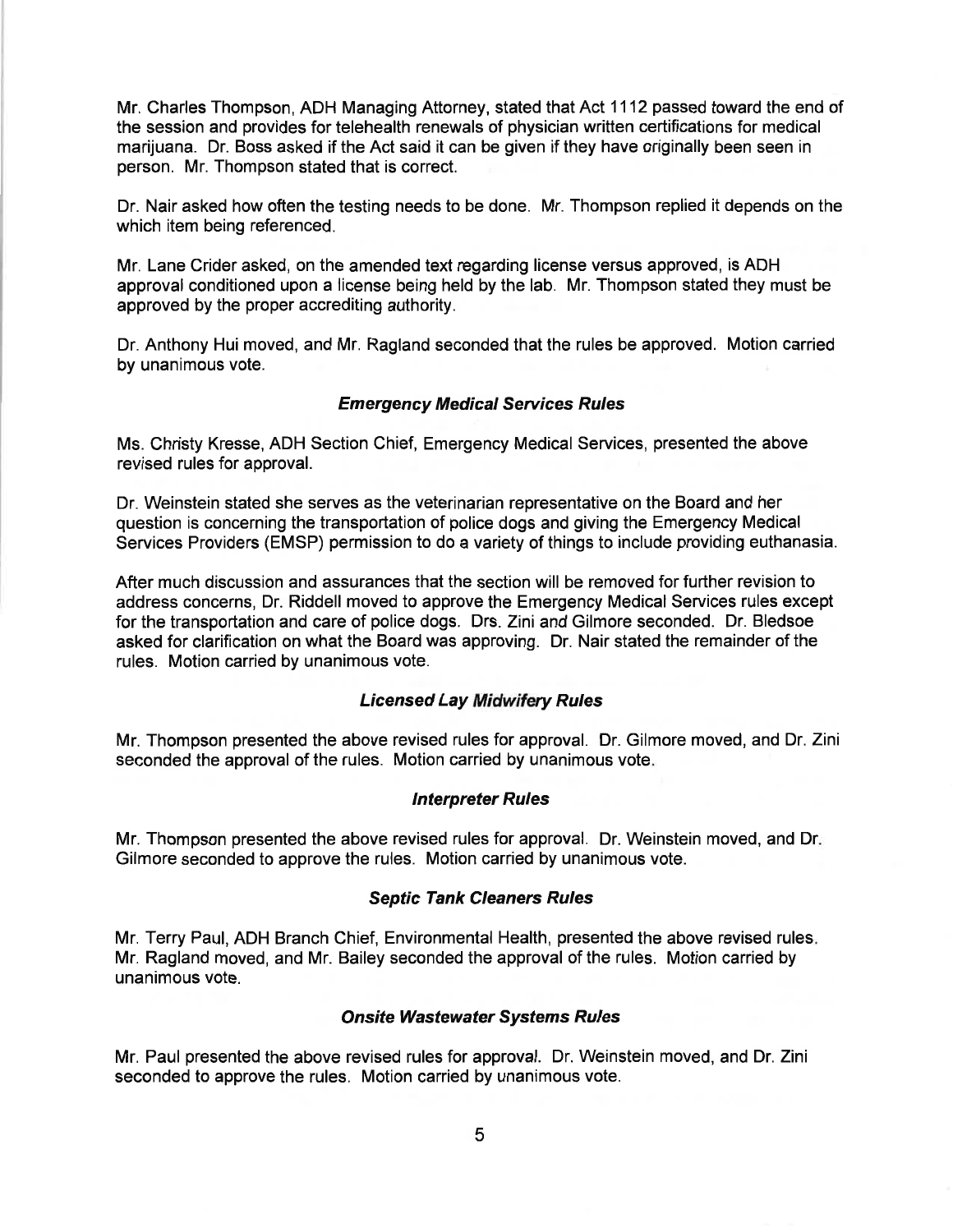Mr. Charles Thompson, ADH Managing Attorney, stated that Act 1112 passed toward the end of the session and provides for telehealth renewals of physician written certifications for medical marijuana. Dr. Boss asked if the Act said it can be given if they have originally been seen in person. Mr. Thompson stated that is correct.

Dr. Nair asked how often the testing needs to be done. Mr. Thompson replied it depends on the which item being referenced.

Mr. Lane Crider asked, on the amended text regarding license versus approved, is ADH approval conditioned upon a license being held by the lab. Mr. Thompson stated they must be approved by the proper accrediting authority.

Dr. Anthony Hui moved, and Mr. Ragland seconded that the rules be approved. Motion carried by unanimous vote.

### *Emergency Medical Services Rules*

Ms. Christy Kresse, ADH Section Chief, Emergency Medical Services, presented the above revised rules for approval.

Dr. Weinstein stated she serves as the veterinarian representative on the Board and her question is concerning the transportation of police dogs and giving the Emergency Medical Services Providers (EMSP) permission to do a variety of things to include providing euthanasia.

After much discussion and assurances that the section will be removed for further revision to address concerns, Dr. Riddell moved to approve the Emergency Medical Services rules except for the transportation and care of police dogs. Drs. Zini and Gilmore seconded. Dr. Bledsoe asked for clarification on what the Board was approving. Dr. Nair stated the remainder of the rules. Motion carried by unanimous vote.

### *Licensed Lay Midwifery Rules*

Mr. Thompson presented the above revised rules for approval. Dr. Gilmore moved, and Dr. Zini seconded the approval of the rules. Motion carried by unanimous vote.

### *Interpreter Rules*

Mr. Thompson presented the above revised rules for approval. Dr. Weinstein moved, and Dr. Gilmore seconded to approve the rules. Motion carried by unanimous vote.

### *Septic Tank Cleaners Rules*

Mr. Terry Paul, ADH Branch Chief, Environmental Health, presented the above revised rules. Mr. Ragland moved, and Mr. Bailey seconded the approval of the rules. Motion carried by unanimous vote.

### *Onsite Wastewater Systems Rules*

Mr. Paul presented the above revised rules for approval. Dr. Weinstein moved, and Dr. Zini seconded to approve the rules. Motion carried by unanimous vote.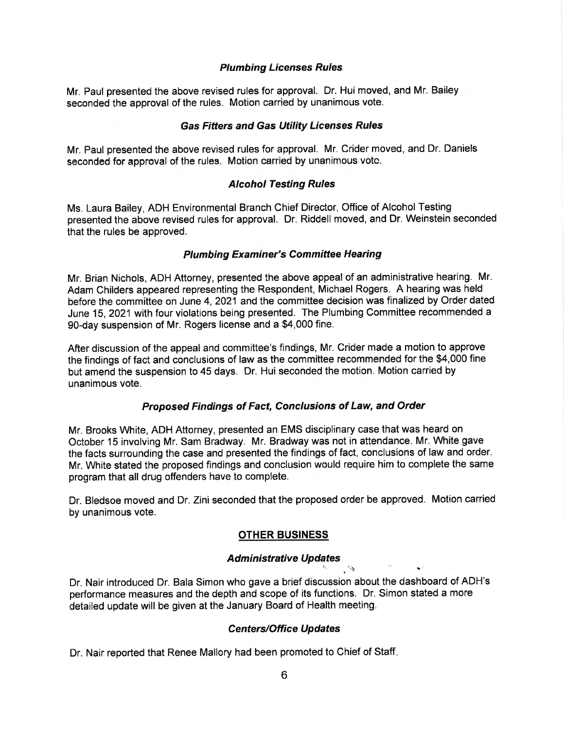### *Plumbing Licenses Rules*

Mr. Paul presented the above revised rules for approval. Dr. Hui moved, and Mr. Bailey seconded the approval of the rules. Motion carried by unanimous vote.

### *Gas Fitters and Gas Utility Licenses Rules*

Mr. Paul presented the above revised rules for approval. Mr. Crider moved, and Dr. Daniels seconded for approval of the rules. Motion carried by unanimous vote.

### *Alcohol Testing Rules*

Ms. Laura Bailey, ADH Environmental Branch Chief Director, Office of Alcohol Testing presented the above revised rules for approval. Dr. Riddell moved, and Dr. Weinstein seconded that the rules be approved.

### *Plumbing Examiner's Committee Hearing*

Mr. Brian Nichols, ADH Attorney, presented the above appeal of an administrative hearing. Mr. Adam Childers appeared representing the Respondent, Michael Rogers. A hearing was held before the committee on June 4, 2021 and the committee decision was finalized by Order dated June 15, 2021 with four violations being presented. The Plumbing Committee recommended a 90-day suspension of Mr. Rogers license and a $4,000 fine.

After discussion of the appeal and committee's findings, Mr. Crider made a motion to approve the findings of fact and conclusions of law as the committee recommended for the $4,000 fine but amend the suspension to 45 days. Dr. Hui seconded the motion. Motion carried by unanimous vote.

### *Proposed Findings of Fact, Conclusions of Law, and Order*

Mr. Brooks White, ADH Attorney, presented an EMS disciplinary case that was heard on October 15 involving Mr. Sam Bradway. Mr. Bradway was not in attendance. Mr. White gave the facts surrounding the case and presented the findings of fact, conclusions of law and order. Mr. White stated the proposed findings and conclusion would require him to complete the same program that all drug offenders have to complete.

Dr. Bledsoe moved and Dr. Zini seconded that the proposed order be approved. Motion carried by unanimous vote.

## OTHER BUSINESS

### *Administrative Updates*

Dr. Nair introduced Dr. Bala Simon who gave a brief discussion about the dashboard of ADH's performance measures and the depth and scope of its functions. Dr. Simon stated a more detailed update will be given at the January Board of Health meeting.

### *Centers/Office Updates*

Dr. Nair reported that Renee Mallory had been promoted to Chief of Staff.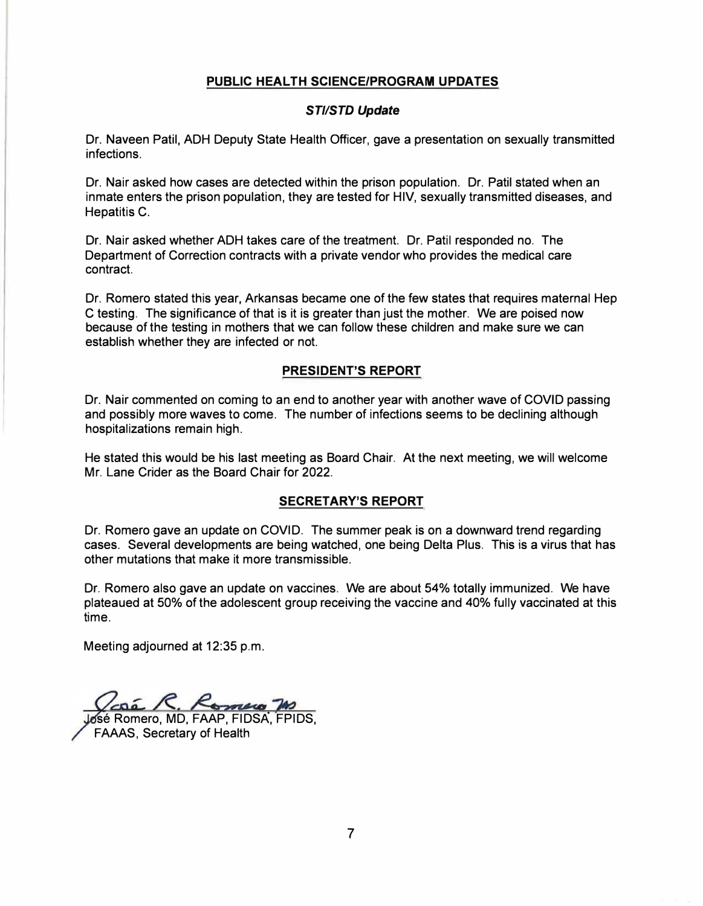## PUBLIC HEALTH SCIENCE/PROGRAM UPDATES

### ***STI/STD Update***

Dr. Naveen Patil, ADH Deputy State Health Officer, gave a presentation on sexually transmitted infections.

Dr. Nair asked how cases are detected within the prison population. Dr. Patil stated when an inmate enters the prison population, they are tested for HIV, sexually transmitted diseases, and Hepatitis C.

Dr. Nair asked whether ADH takes care of the treatment. Dr. Patil responded no. The Department of Correction contracts with a private vendor who provides the medical care contract.

Dr. Romero stated this year, Arkansas became one of the few states that requires maternal Hep C testing. The significance of that is it is greater than just the mother. We are poised now because of the testing in mothers that we can follow these children and make sure we can establish whether they are infected or not.

## PRESIDENT'S REPORT

Dr. Nair commented on coming to an end to another year with another wave of COVID passing and possibly more waves to come. The number of infections seems to be declining although hospitalizations remain high.

He stated this would be his last meeting as Board Chair. At the next meeting, we will welcome Mr. Lane Crider as the Board Chair for 2022.

## SECRETARY'S REPORT

Dr. Romero gave an update on COVID. The summer peak is on a downward trend regarding cases. Several developments are being watched, one being Delta Plus. This is a virus that has other mutations that make it more transmissible.

Dr. Romero also gave an update on vaccines. We are about 54% totally immunized. We have plateaued at 50% of the adolescent group receiving the vaccine and 40% fully vaccinated at this time.

Meeting adjourned at 12:35 p.m.

José R. Romero MD

José Romero, MD, FAAP, FIDSA, FPIDS, FAAAS, Secretary of Health